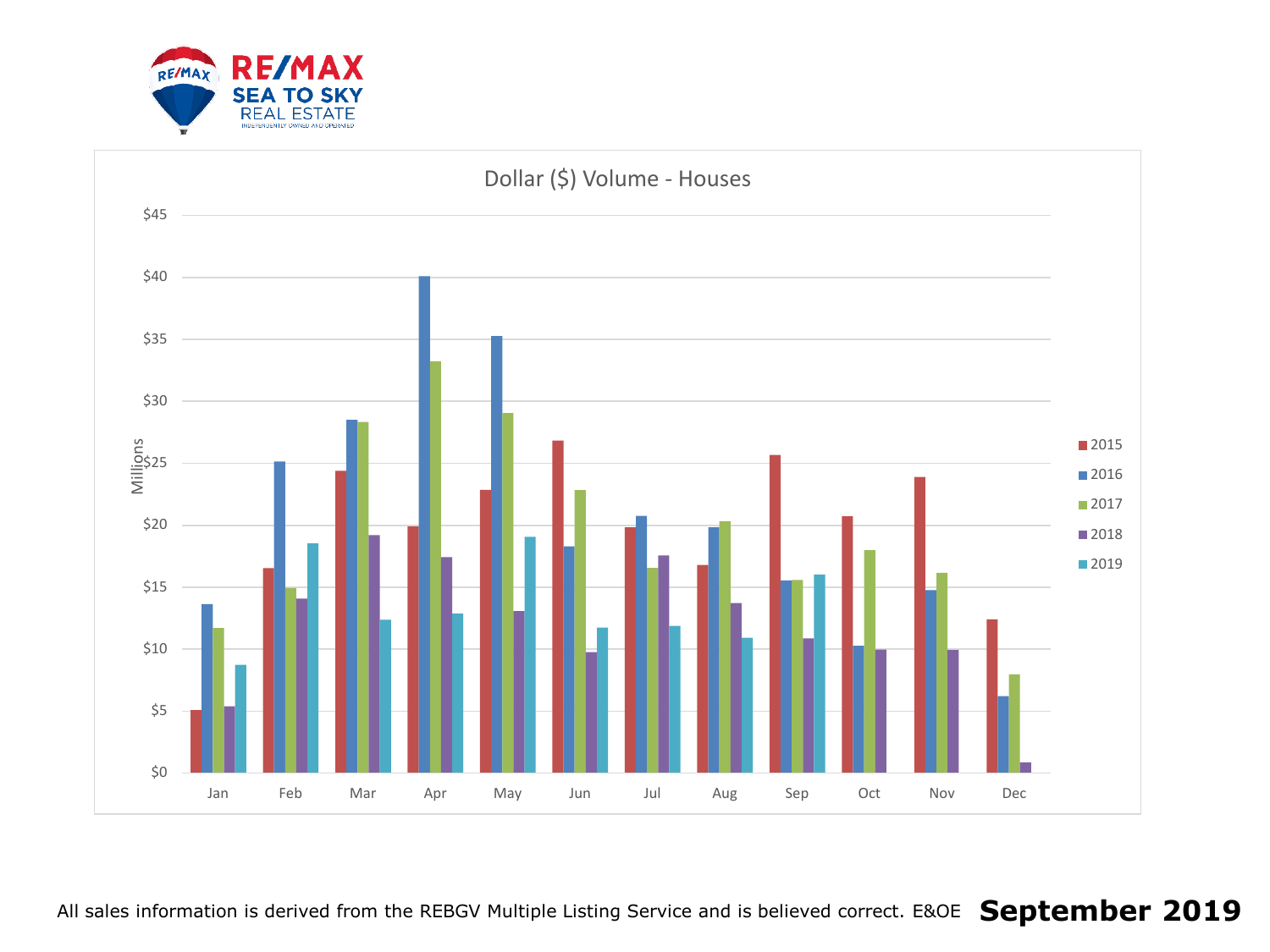RE/MAX SEA TO SKY REAL ESTATE

INDEPENDENTLY OWNED AND OPERATED

## Dollar ($) Volume - Houses

Millions

| | 2015 | 2016 | 2017 | 2018 | 2019 |
|---|---|---|---|---|---|
| Jan | | | | | |
| Feb | | | | | |
| Mar | | | | | |
| Apr | | | | | |
| May | | | | | |
| Jun | | | | | |
| Jul | | | | | |
| Aug | | | | | |
| Sep | | | | | |
| Oct | | | | | |
| Nov | | | | | |
| Dec | | | | | |

$0 – $45

All sales information is derived from the REBGV Multiple Listing Service and is believed correct. E&OE **September 2019**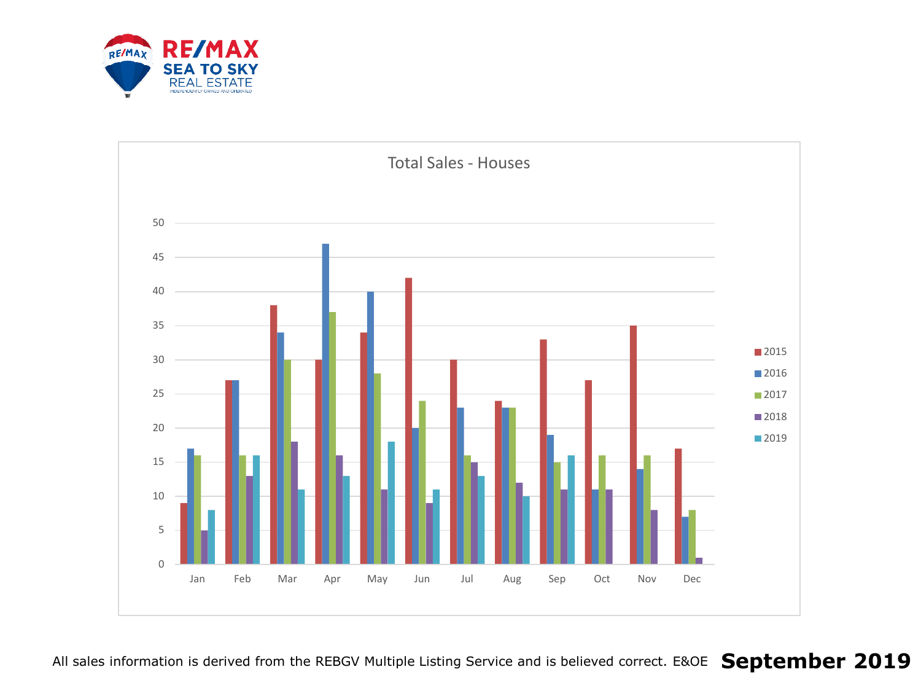## Total Sales - Houses

| Month | 2015 | 2016 | 2017 | 2018 | 2019 |
|---|---|---|---|---|---|
| Jan | 9 | 17 | 16 | 5 | 8 |
| Feb | 27 | 27 | 16 | 13 | 16 |
| Mar | 38 | 34 | 30 | 18 | 11 |
| Apr | 30 | 47 | 37 | 16 | 13 |
| May | 34 | 40 | 28 | 11 | 18 |
| Jun | 42 | 20 | 24 | 9 | 11 |
| Jul | 30 | 23 | 16 | 15 | 13 |
| Aug | 24 | 23 | 23 | 12 | 10 |
| Sep | 33 | 19 | 15 | 11 | 16 |
| Oct | 27 | 11 | 16 | 11 | |
| Nov | 35 | 14 | 16 | 8 | |
| Dec | 17 | 7 | 8 | 1 | |

All sales information is derived from the REBGV Multiple Listing Service and is believed correct. E&OE **September 2019**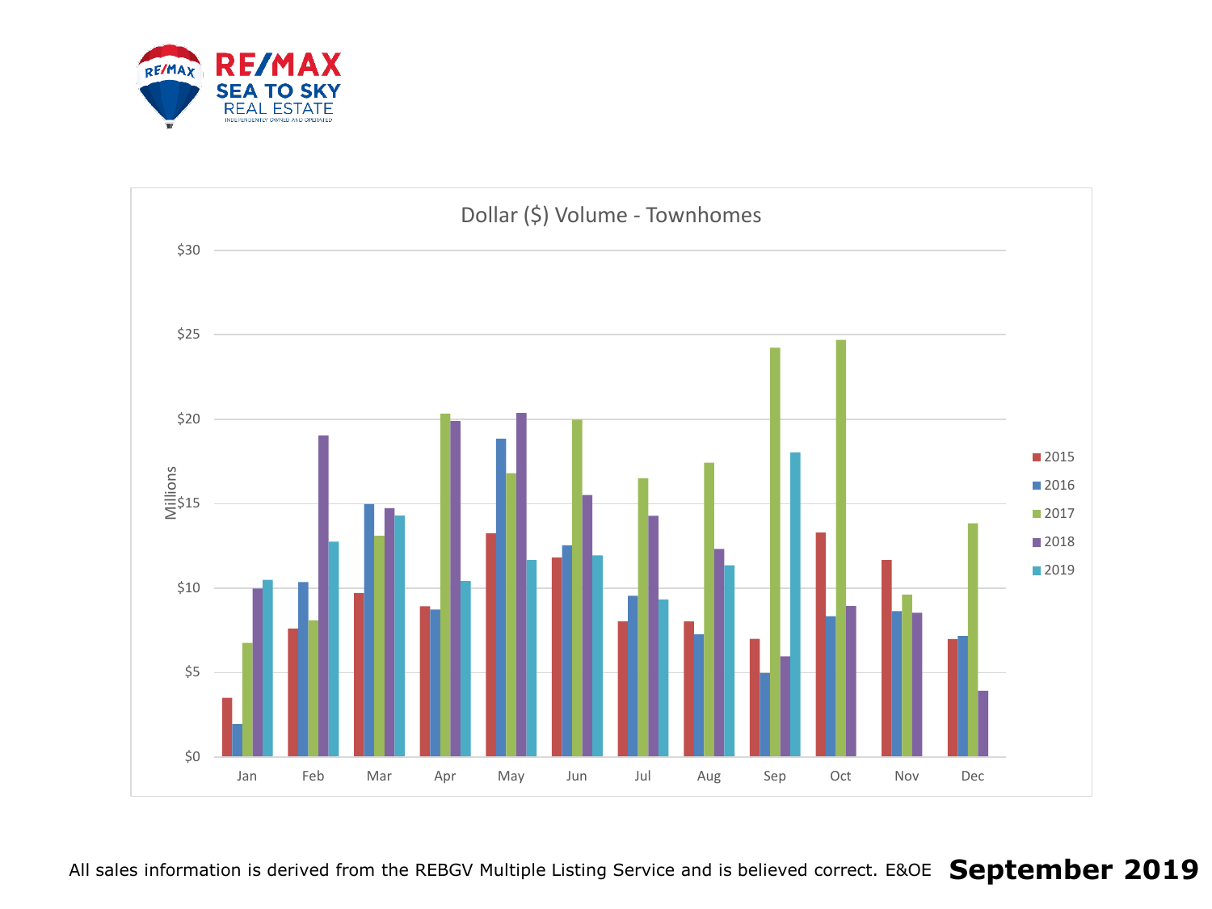RE/MAX SEA TO SKY REAL ESTATE

INDEPENDENTLY OWNED AND OPERATED

## Dollar ($) Volume - Townhomes

Millions

$30
$25
$20
$15
$10
$5
$0

Jan Feb Mar Apr May Jun Jul Aug Sep Oct Nov Dec

2015
2016
2017
2018
2019

All sales information is derived from the REBGV Multiple Listing Service and is believed correct. E&OE **September 2019**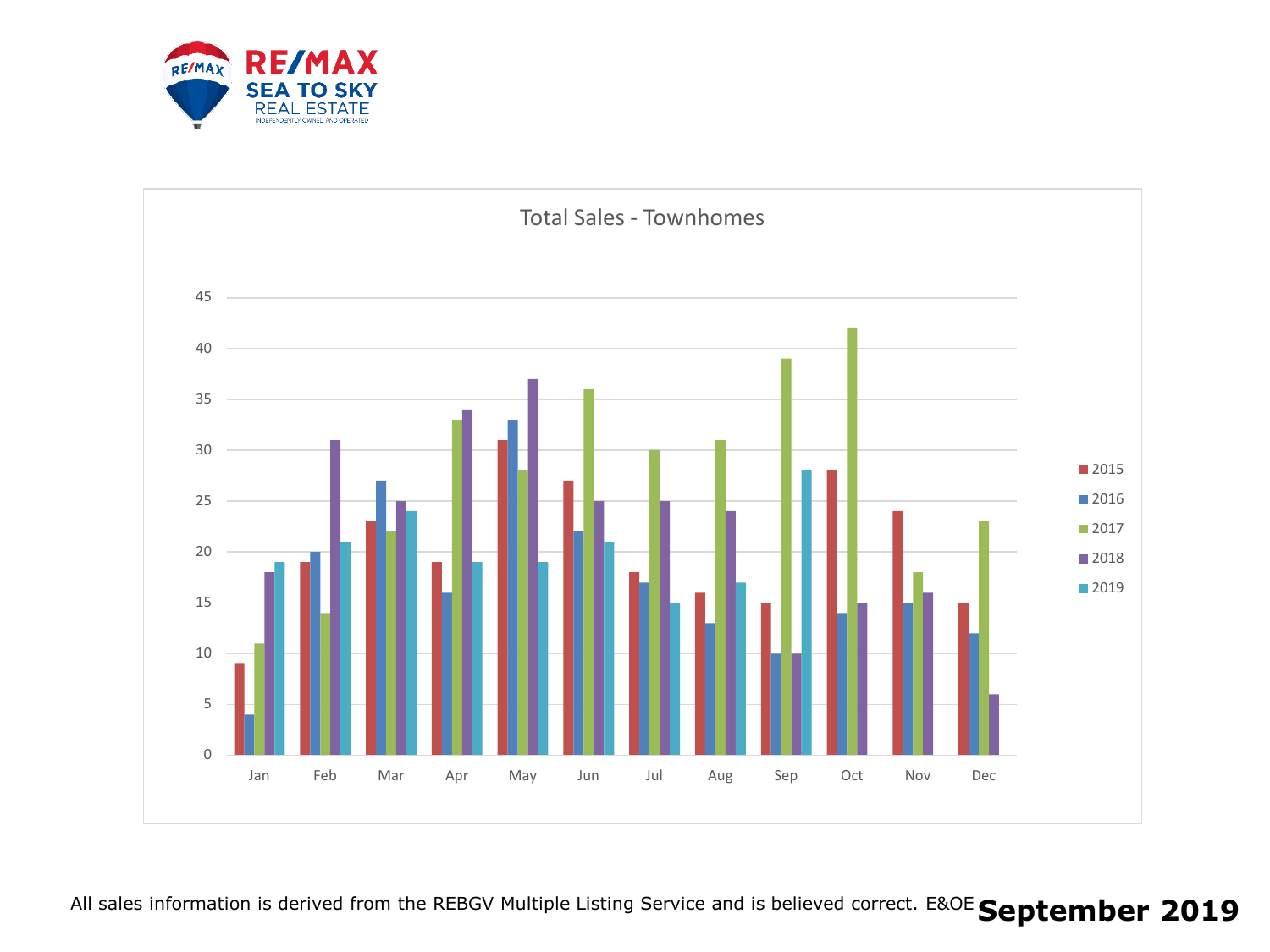## Total Sales - Townhomes

| Month | 2015 | 2016 | 2017 | 2018 | 2019 |
|---|---|---|---|---|---|
| Jan | 9 | 4 | 11 | 18 | 19 |
| Feb | 19 | 20 | 14 | 31 | 21 |
| Mar | 23 | 27 | 22 | 25 | 24 |
| Apr | 19 | 16 | 33 | 34 | 19 |
| May | 31 | 33 | 28 | 37 | 19 |
| Jun | 27 | 22 | 36 | 25 | 21 |
| Jul | 18 | 17 | 30 | 25 | 15 |
| Aug | 16 | 13 | 31 | 24 | 17 |
| Sep | 15 | 10 | 39 | 10 | 28 |
| Oct | 28 | 14 | 42 | 15 | |
| Nov | 24 | 15 | 18 | 16 | |
| Dec | 15 | 12 | 23 | 6 | |

All sales information is derived from the REBGV Multiple Listing Service and is believed correct. E&OE

**September 2019**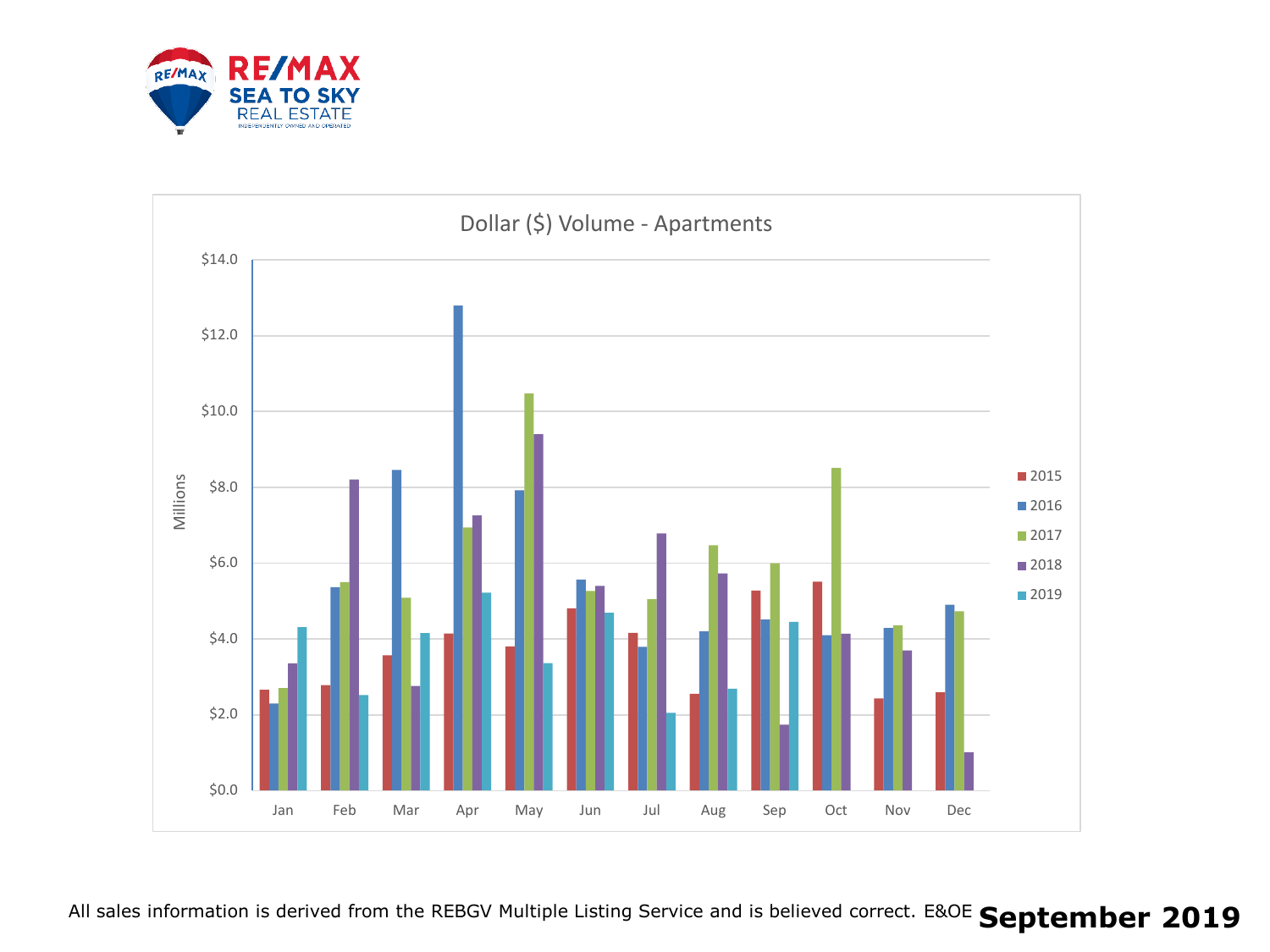RE/MAX SEA TO SKY REAL ESTATE

INDEPENDENTLY OWNED AND OPERATED

## Dollar ($) Volume - Apartments

Millions

| | 2015 | 2016 | 2017 | 2018 | 2019 |
|---|---|---|---|---|---|
| Jan | 2.6 | 2.3 | 2.7 | 3.4 | 4.3 |
| Feb | 2.8 | 5.4 | 5.5 | 8.2 | 2.5 |
| Mar | 3.6 | 8.5 | 5.1 | 2.8 | 4.2 |
| Apr | 4.1 | 12.8 | 6.9 | 7.3 | 5.2 |
| May | 3.8 | 7.9 | 10.5 | 9.4 | 3.4 |
| Jun | 4.8 | 5.6 | 5.3 | 5.4 | 4.7 |
| Jul | 4.1 | 3.8 | 5.0 | 6.8 | 2.0 |
| Aug | 2.5 | 4.2 | 6.5 | 5.7 | 2.7 |
| Sep | 5.3 | 4.5 | 6.0 | 1.7 | 4.4 |
| Oct | 5.5 | 4.1 | 8.5 | 4.1 | |
| Nov | 2.4 | 4.3 | 4.3 | 3.7 | |
| Dec | 2.6 | 4.9 | 4.7 | 1.0 | |

All sales information is derived from the REBGV Multiple Listing Service and is believed correct. E&OE **September 2019**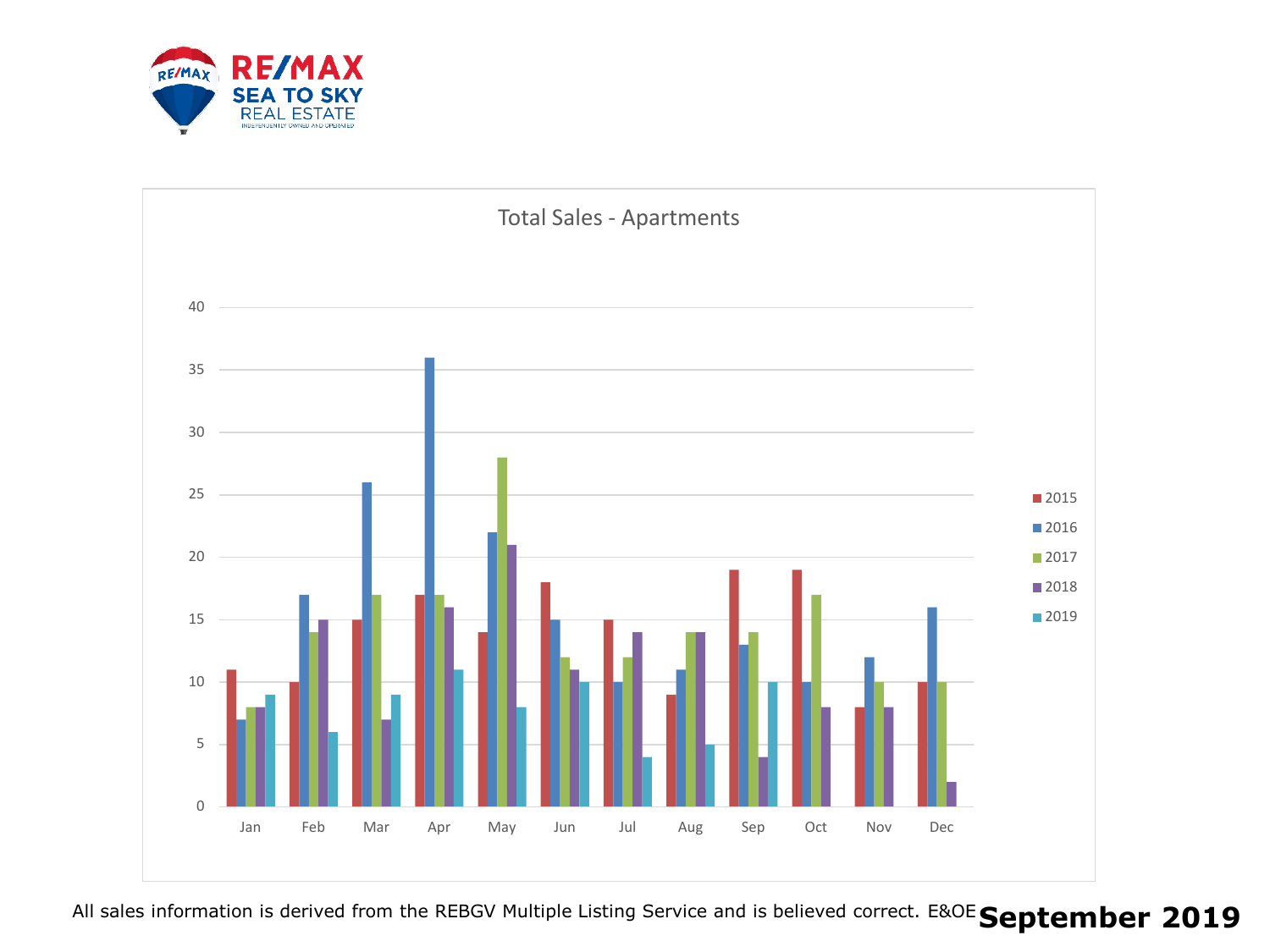RE/MAX SEA TO SKY REAL ESTATE

## Total Sales - Apartments

| Month | 2015 | 2016 | 2017 | 2018 | 2019 |
|---|---|---|---|---|---|
| Jan | 11 | 7 | 8 | 8 | 9 |
| Feb | 10 | 17 | 14 | 15 | 6 |
| Mar | 15 | 26 | 17 | 7 | 9 |
| Apr | 17 | 36 | 17 | 16 | 11 |
| May | 14 | 22 | 28 | 21 | 8 |
| Jun | 18 | 15 | 12 | 11 | 10 |
| Jul | 15 | 10 | 12 | 14 | 4 |
| Aug | 9 | 11 | 14 | 14 | 5 |
| Sep | 19 | 13 | 14 | 4 | 10 |
| Oct | 19 | 10 | 17 | 8 | |
| Nov | 8 | 12 | 10 | 8 | |
| Dec | 10 | 16 | 10 | 2 | |

All sales information is derived from the REBGV Multiple Listing Service and is believed correct. E&OE

**September 2019**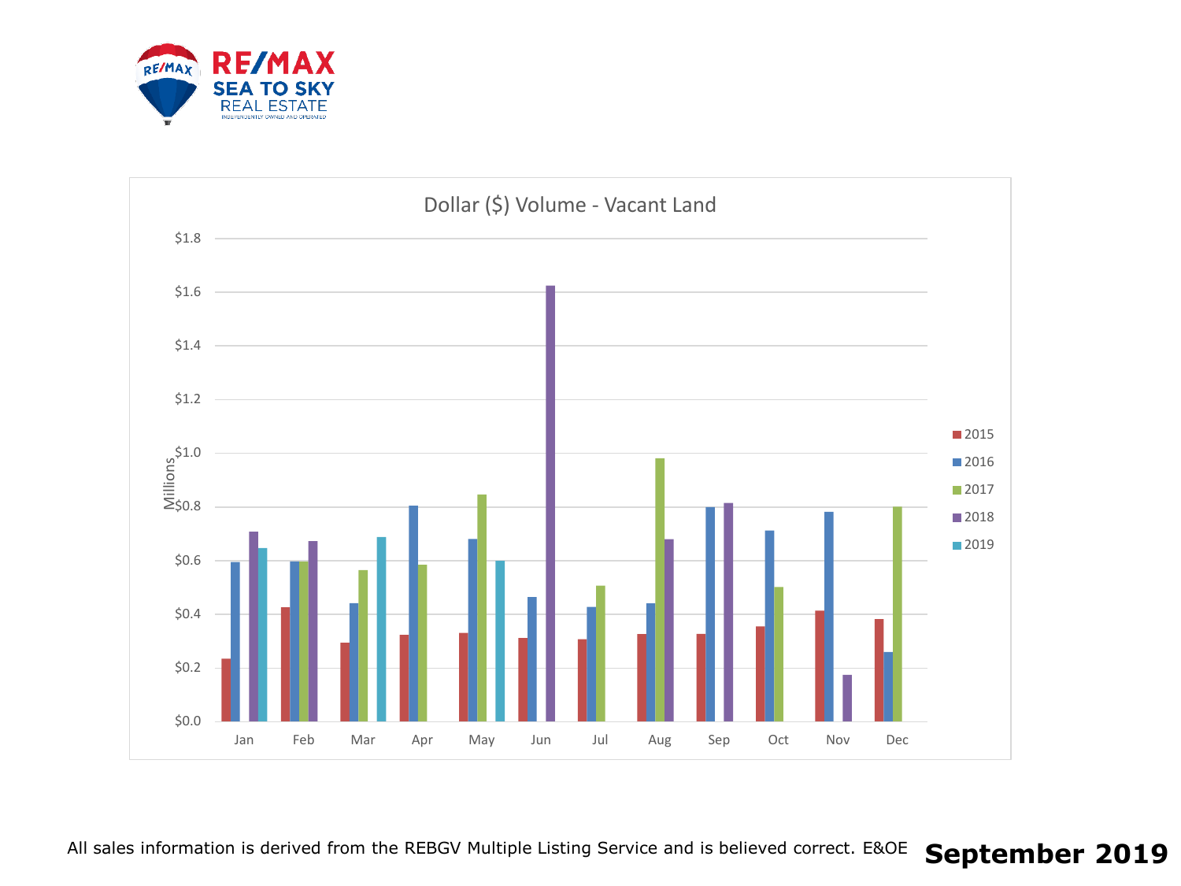RE/MAX SEA TO SKY REAL ESTATE

INDEPENDENTLY OWNED AND OPERATED

## Dollar ($) Volume - Vacant Land

Millions

$1.8
$1.6
$1.4
$1.2
$1.0
$0.8
$0.6
$0.4
$0.2
$0.0

Jan Feb Mar Apr May Jun Jul Aug Sep Oct Nov Dec

2015
2016
2017
2018
2019

All sales information is derived from the REBGV Multiple Listing Service and is believed correct. E&OE

**September 2019**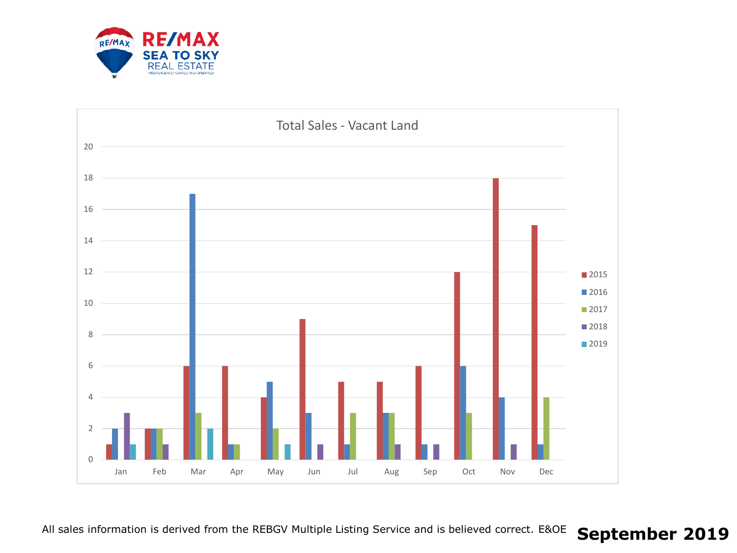RE/MAX SEA TO SKY REAL ESTATE

INDEPENDENTLY OWNED AND OPERATED

## Total Sales - Vacant Land

| Month | 2015 | 2016 | 2017 | 2018 | 2019 |
|---|---|---|---|---|---|
| Jan | 1 | 2 | | 3 | 1 |
| Feb | 2 | 2 | 2 | 1 | |
| Mar | 6 | 17 | 3 | | 2 |
| Apr | 6 | 1 | 1 | | |
| May | 4 | 5 | 2 | | 1 |
| Jun | 9 | 3 | | 1 | |
| Jul | 5 | 1 | 3 | | |
| Aug | 5 | 3 | 3 | 1 | |
| Sep | 6 | 1 | | 1 | |
| Oct | 12 | 6 | 3 | | |
| Nov | 18 | 4 | | 1 | |
| Dec | 15 | 1 | 4 | | |

All sales information is derived from the REBGV Multiple Listing Service and is believed correct. E&OE

**September 2019**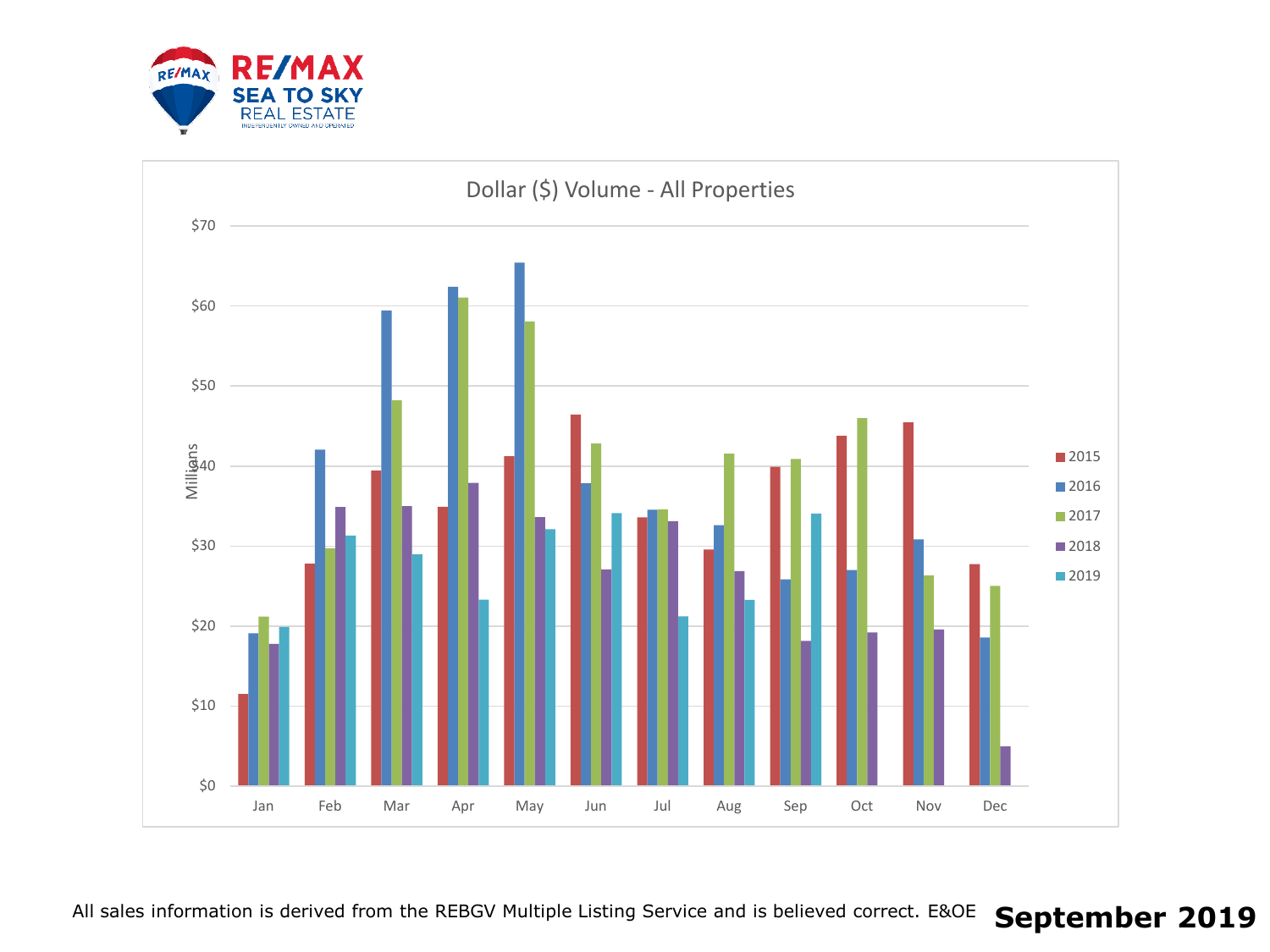RE/MAX SEA TO SKY REAL ESTATE

INDEPENDENTLY OWNED AND OPERATED

## Dollar ($) Volume - All Properties

Millions

| Month | 2015 | 2016 | 2017 | 2018 | 2019 |
|---|---|---|---|---|---|
| Jan | $11.5 | $19.1 | $21.2 | $17.7 | $19.9 |
| Feb | $27.8 | $42.1 | $29.8 | $34.9 | $31.3 |
| Mar | $39.5 | $59.4 | $48.2 | $35.0 | $29.0 |
| Apr | $34.9 | $62.4 | $61.0 | $37.9 | $23.3 |
| May | $41.2 | $65.4 | $58.0 | $33.6 | $32.1 |
| Jun | $46.4 | $37.9 | $42.8 | $27.1 | $34.1 |
| Jul | $33.6 | $34.5 | $34.6 | $33.1 | $21.2 |
| Aug | $29.6 | $32.6 | $41.5 | $26.8 | $23.3 |
| Sep | $39.9 | $25.8 | $40.9 | $18.2 | $34.0 |
| Oct | $43.8 | $27.0 | $46.0 | $19.2 | |
| Nov | $45.5 | $30.8 | $26.3 | $19.6 | |
| Dec | $27.7 | $18.6 | $25.0 | $5.0 | |

All sales information is derived from the REBGV Multiple Listing Service and is believed correct. E&OE

**September 2019**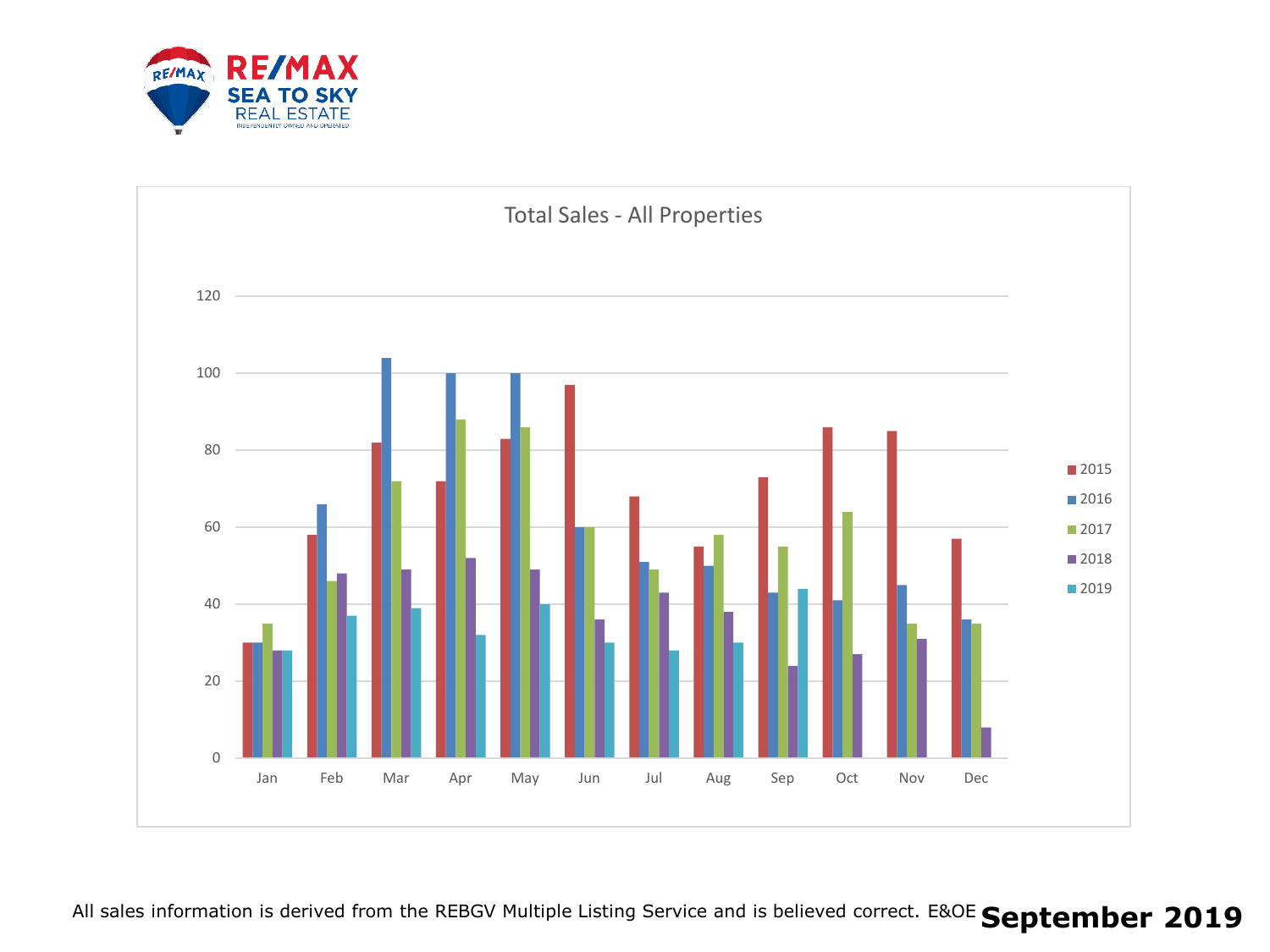RE/MAX SEA TO SKY REAL ESTATE

## Total Sales - All Properties

| Month | 2015 | 2016 | 2017 | 2018 | 2019 |
|---|---|---|---|---|---|
| Jan | 30 | 30 | 35 | 28 | 28 |
| Feb | 58 | 66 | 46 | 48 | 37 |
| Mar | 82 | 104 | 72 | 49 | 39 |
| Apr | 72 | 100 | 88 | 52 | 32 |
| May | 83 | 100 | 86 | 49 | 40 |
| Jun | 97 | 60 | 60 | 36 | 30 |
| Jul | 68 | 51 | 49 | 43 | 28 |
| Aug | 55 | 50 | 58 | 38 | 30 |
| Sep | 73 | 43 | 55 | 24 | 44 |
| Oct | 86 | 41 | 64 | 27 | |
| Nov | 85 | 45 | 35 | 31 | |
| Dec | 57 | 36 | 35 | 8 | |

All sales information is derived from the REBGV Multiple Listing Service and is believed correct. E&OE **September 2019**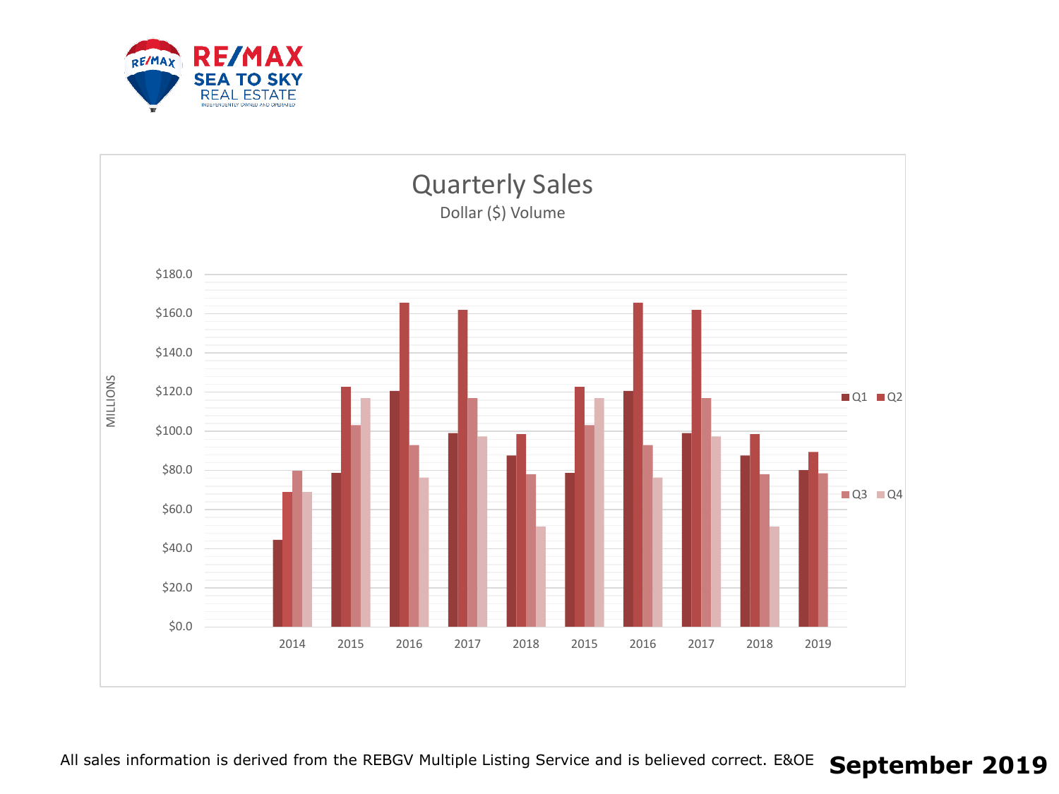RE/MAX SEA TO SKY REAL ESTATE

INDEPENDENTLY OWNED AND OPERATED

## Quarterly Sales

Dollar ($) Volume

MILLIONS

$180.0
$160.0
$140.0
$120.0
$100.0
$80.0
$60.0
$40.0
$20.0
$0.0

2014 2015 2016 2017 2018 2015 2016 2017 2018 2019

Q1 Q2 Q3 Q4

All sales information is derived from the REBGV Multiple Listing Service and is believed correct. E&OE **September 2019**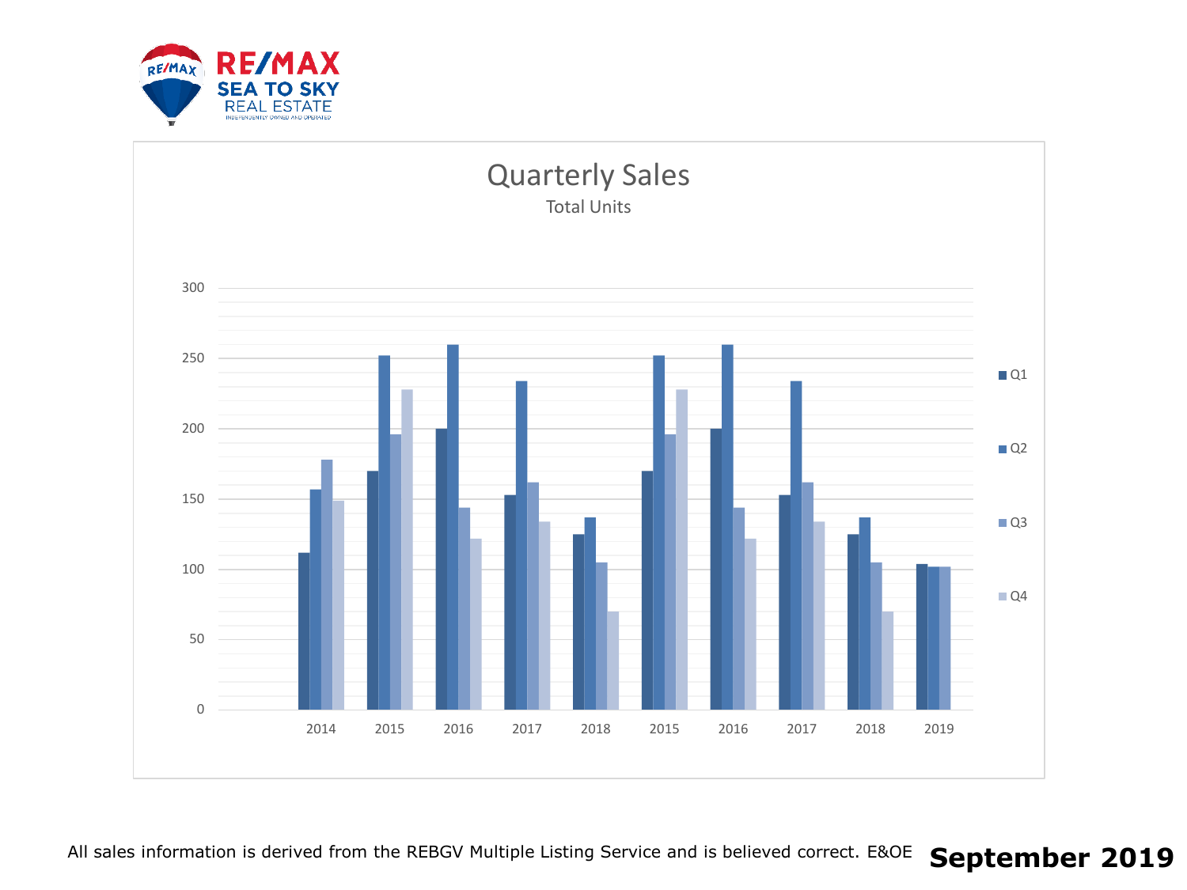RE/MAX SEA TO SKY REAL ESTATE
INDEPENDENTLY OWNED AND OPERATED

Quarterly Sales

Total Units

300
250
200
150
100
50
0

2014
2015
2016
2017
2018
2015
2016
2017
2018
2019

Q1
Q2
Q3
Q4

All sales information is derived from the REBGV Multiple Listing Service and is believed correct. E&OE **September 2019**